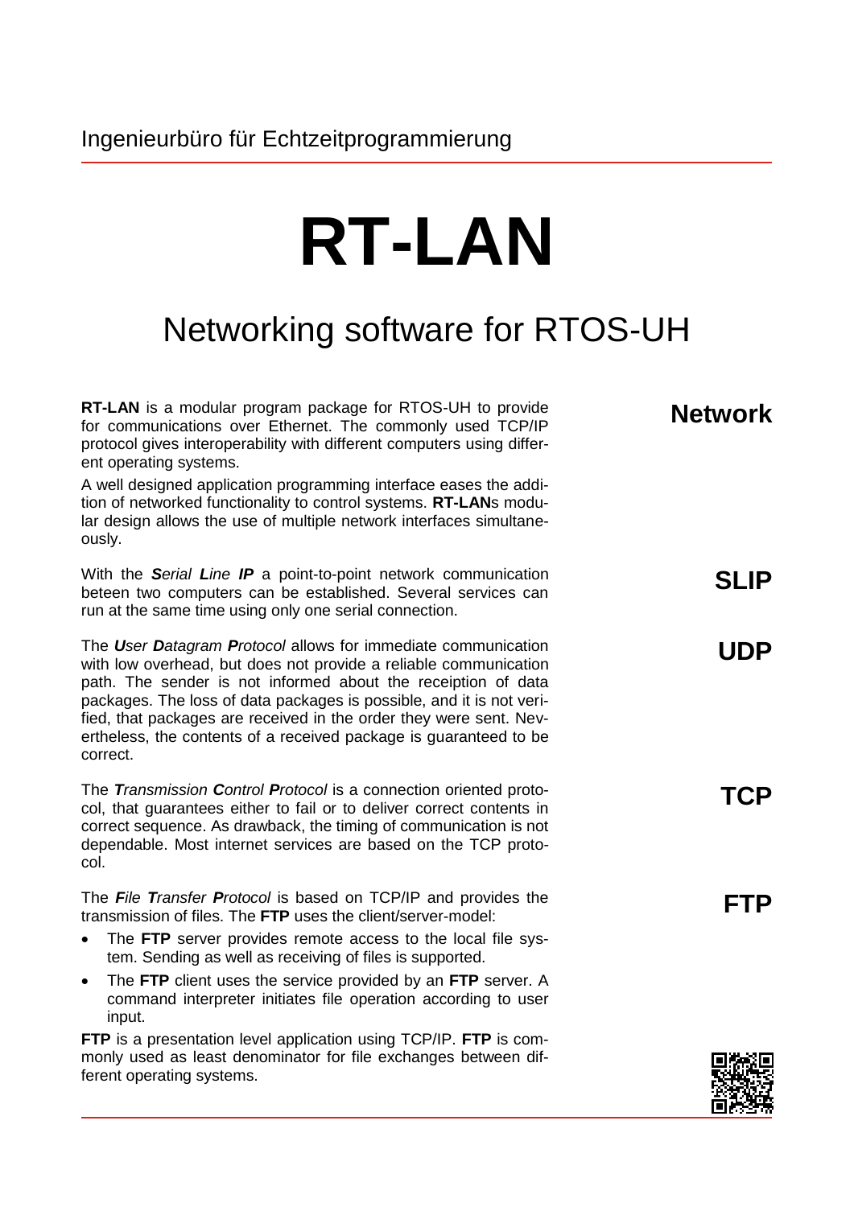Ingenieurbüro für Echtzeitprogrammierung

# RT-LAN

## Networking software for RTOS-UH

### Network

**RT-LAN** is a modular program package for RTOS-UH to provide for communications over Ethernet. The commonly used TCP/IP protocol gives interoperability with different computers using different operating systems.

A well designed application programming interface eases the addition of networked functionality to control systems. **RT-LAN**s modular design allows the use of multiple network interfaces simultaneously.

### SLIP

With the ***S**erial* ***L**ine* ***IP*** a point-to-point network communication beteen two computers can be established. Several services can run at the same time using only one serial connection.

### UDP

The ***U**ser* ***D**atagram* ***P**rotocol* allows for immediate communication with low overhead, but does not provide a reliable communication path. The sender is not informed about the receiption of data packages. The loss of data packages is possible, and it is not verified, that packages are received in the order they were sent. Nevertheless, the contents of a received package is guaranteed to be correct.

### TCP

The ***T**ransmission* ***C**ontrol* ***P**rotocol* is a connection oriented protocol, that guarantees either to fail or to deliver correct contents in correct sequence. As drawback, the timing of communication is not dependable. Most internet services are based on the TCP protocol.

### FTP

The ***F**ile* ***T**ransfer* ***P**rotocol* is based on TCP/IP and provides the transmission of files. The **FTP** uses the client/server-model:

- The **FTP** server provides remote access to the local file system. Sending as well as receiving of files is supported.
- The **FTP** client uses the service provided by an **FTP** server. A command interpreter initiates file operation according to user input.

**FTP** is a presentation level application using TCP/IP. **FTP** is commonly used as least denominator for file exchanges between different operating systems.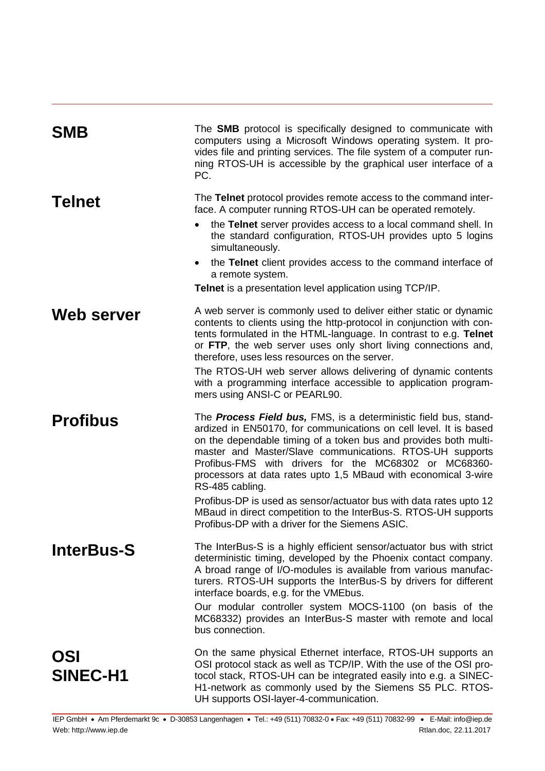## SMB

The **SMB** protocol is specifically designed to communicate with computers using a Microsoft Windows operating system. It provides file and printing services. The file system of a computer running RTOS-UH is accessible by the graphical user interface of a PC.

## Telnet

The **Telnet** protocol provides remote access to the command interface. A computer running RTOS-UH can be operated remotely.

- the **Telnet** server provides access to a local command shell. In the standard configuration, RTOS-UH provides upto 5 logins simultaneously.
- the **Telnet** client provides access to the command interface of a remote system.

**Telnet** is a presentation level application using TCP/IP.

## Web server

A web server is commonly used to deliver either static or dynamic contents to clients using the http-protocol in conjunction with contents formulated in the HTML-language. In contrast to e.g. **Telnet** or **FTP**, the web server uses only short living connections and, therefore, uses less resources on the server.

The RTOS-UH web server allows delivering of dynamic contents with a programming interface accessible to application programmers using ANSI-C or PEARL90.

## Profibus

The ***Process Field bus,*** FMS, is a deterministic field bus, standardized in EN50170, for communications on cell level. It is based on the dependable timing of a token bus and provides both multi-master and Master/Slave communications. RTOS-UH supports Profibus-FMS with drivers for the MC68302 or MC68360-processors at data rates upto 1,5 MBaud with economical 3-wire RS-485 cabling.

Profibus-DP is used as sensor/actuator bus with data rates upto 12 MBaud in direct competition to the InterBus-S. RTOS-UH supports Profibus-DP with a driver for the Siemens ASIC.

## InterBus-S

The InterBus-S is a highly efficient sensor/actuator bus with strict deterministic timing, developed by the Phoenix contact company. A broad range of I/O-modules is available from various manufacturers. RTOS-UH supports the InterBus-S by drivers for different interface boards, e.g. for the VMEbus.

Our modular controller system MOCS-1100 (on basis of the MC68332) provides an InterBus-S master with remote and local bus connection.

## OSI SINEC-H1

On the same physical Ethernet interface, RTOS-UH supports an OSI protocol stack as well as TCP/IP. With the use of the OSI protocol stack, RTOS-UH can be integrated easily into e.g. a SINEC-H1-network as commonly used by the Siemens S5 PLC. RTOS-UH supports OSI-layer-4-communication.